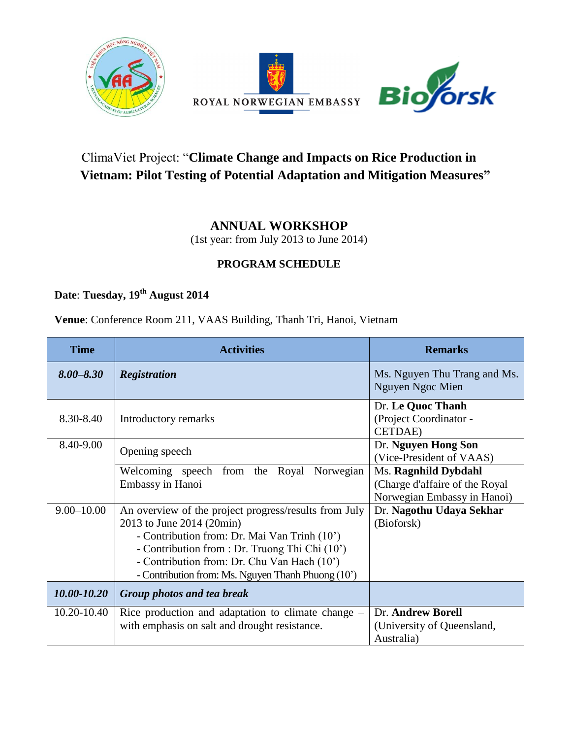ROYAL NORWEGIAN EMBASSY

Bioforsk

# ClimaViet Project: "**Climate Change and Impacts on Rice Production in Vietnam: Pilot Testing of Potential Adaptation and Mitigation Measures**"

## ANNUAL WORKSHOP

(1st year: from July 2013 to June 2014)

### PROGRAM SCHEDULE

**Date**: **Tuesday, 19th August 2014**

**Venue**: Conference Room 211, VAAS Building, Thanh Tri, Hanoi, Vietnam

| Time | Activities | Remarks |
|---|---|---|
| ***8.00–8.30*** | ***Registration*** | Ms. Nguyen Thu Trang and Ms. Nguyen Ngoc Mien |
| 8.30-8.40 | Introductory remarks | Dr. **Le Quoc Thanh** (Project Coordinator - CETDAE) |
| 8.40-9.00 | Opening speech | Dr. **Nguyen Hong Son** (Vice-President of VAAS) |
| | Welcoming speech from the Royal Norwegian Embassy in Hanoi | Ms. **Ragnhild Dybdahl** (Charge d'affaire of the Royal Norwegian Embassy in Hanoi) |
| 9.00–10.00 | An overview of the project progress/results from July 2013 to June 2014 (20min)<br>- Contribution from: Dr. Mai Van Trinh (10')<br>- Contribution from : Dr. Truong Thi Chi (10')<br>- Contribution from: Dr. Chu Van Hach (10')<br>- Contribution from: Ms. Nguyen Thanh Phuong (10') | Dr. **Nagothu Udaya Sekhar** (Bioforsk) |
| ***10.00-10.20*** | ***Group photos and tea break*** | |
| 10.20-10.40 | Rice production and adaptation to climate change – with emphasis on salt and drought resistance. | Dr. **Andrew Borell** (University of Queensland, Australia) |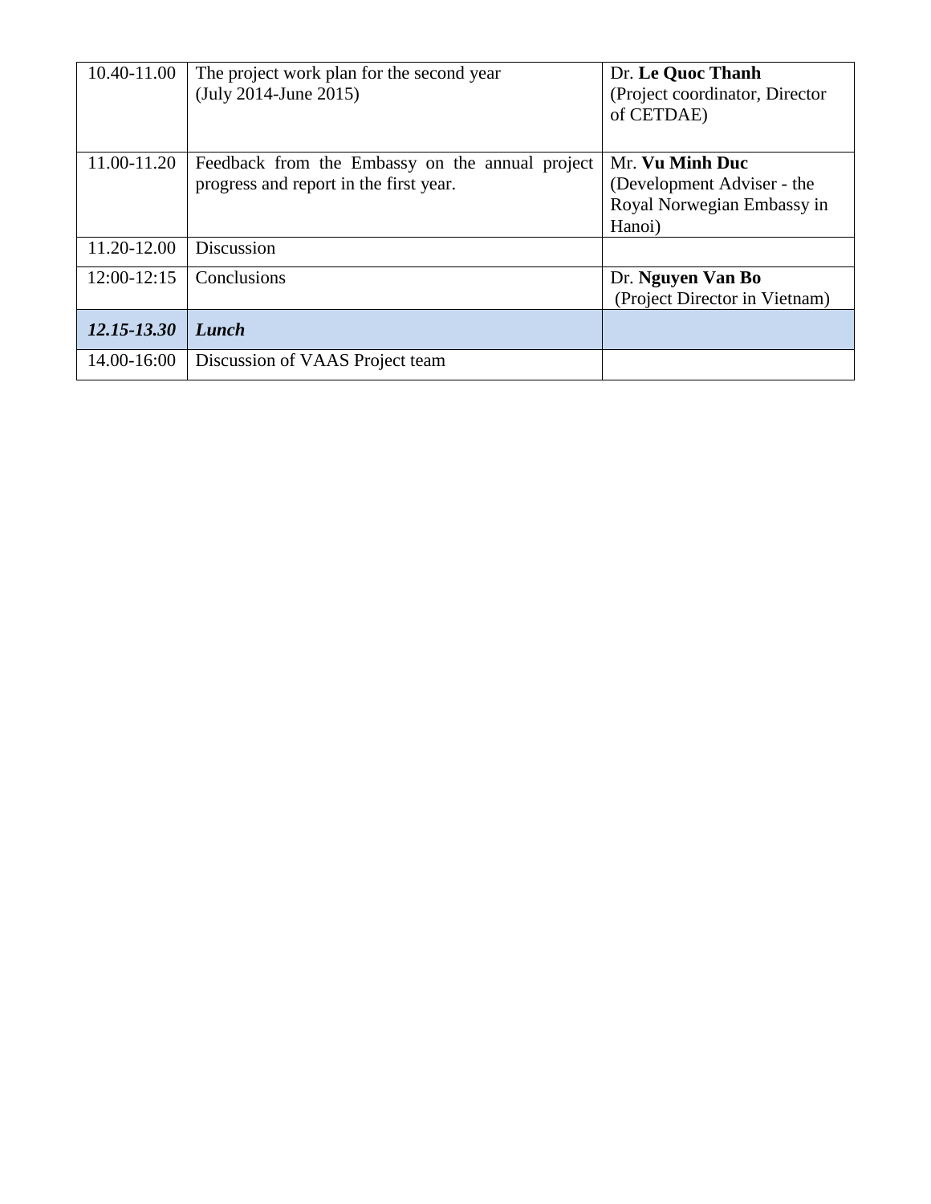| | | |
|---|---|---|
| 10.40-11.00 | The project work plan for the second year (July 2014-June 2015) | Dr. **Le Quoc Thanh** (Project coordinator, Director of CETDAE) |
| 11.00-11.20 | Feedback from the Embassy on the annual project progress and report in the first year. | Mr. **Vu Minh Duc** (Development Adviser - the Royal Norwegian Embassy in Hanoi) |
| 11.20-12.00 | Discussion | |
| 12:00-12:15 | Conclusions | Dr. **Nguyen Van Bo** (Project Director in Vietnam) |
| ***12.15-13.30*** | ***Lunch*** | |
| 14.00-16:00 | Discussion of VAAS Project team | |